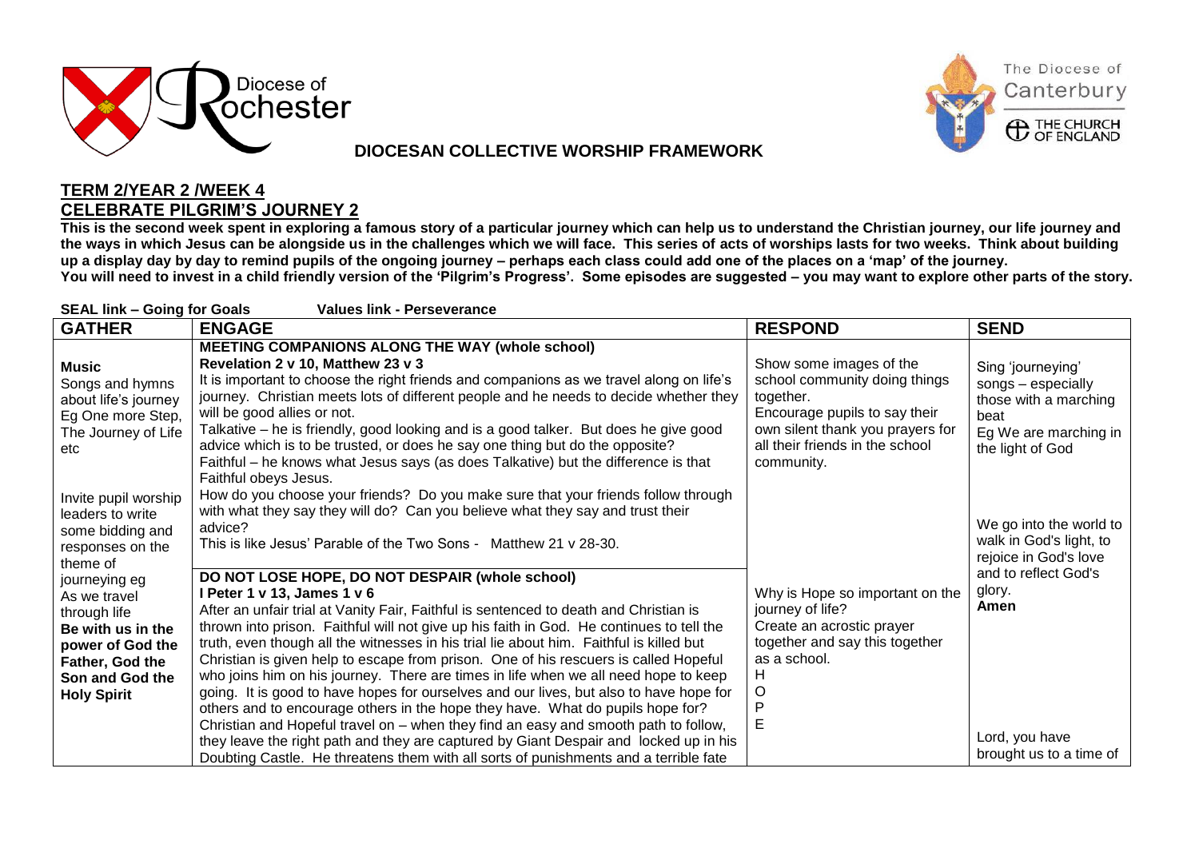Diocese of Rochester

The Diocese of Canterbury
THE CHURCH OF ENGLAND

**DIOCESAN COLLECTIVE WORSHIP FRAMEWORK**

## TERM 2/YEAR 2 /WEEK 4
## CELEBRATE PILGRIM'S JOURNEY 2

**This is the second week spent in exploring a famous story of a particular journey which can help us to understand the Christian journey, our life journey and the ways in which Jesus can be alongside us in the challenges which we will face. This series of acts of worships lasts for two weeks. Think about building up a display day by day to remind pupils of the ongoing journey – perhaps each class could add one of the places on a 'map' of the journey. You will need to invest in a child friendly version of the 'Pilgrim's Progress'. Some episodes are suggested – you may want to explore other parts of the story.**

**SEAL link – Going for Goals Values link - Perseverance**

| GATHER | ENGAGE | RESPOND | SEND |
|---|---|---|---|
| **Music**<br>Songs and hymns about life's journey<br>Eg One more Step, The Journey of Life etc<br><br>Invite pupil worship leaders to write some bidding and responses on the theme of journeying eg<br>As we travel through life<br>**Be with us in the power of God the Father, God the Son and God the Holy Spirit** | **MEETING COMPANIONS ALONG THE WAY (whole school)**<br>**Revelation 2 v 10, Matthew 23 v 3**<br>It is important to choose the right friends and companions as we travel along on life's journey. Christian meets lots of different people and he needs to decide whether they will be good allies or not.<br>Talkative – he is friendly, good looking and is a good talker. But does he give good advice which is to be trusted, or does he say one thing but do the opposite?<br>Faithful – he knows what Jesus says (as does Talkative) but the difference is that Faithful obeys Jesus.<br>How do you choose your friends? Do you make sure that your friends follow through with what they say they will do? Can you believe what they say and trust their advice?<br>This is like Jesus' Parable of the Two Sons - Matthew 21 v 28-30. | Show some images of the school community doing things together.<br>Encourage pupils to say their own silent thank you prayers for all their friends in the school community. | Sing 'journeying' songs – especially those with a marching beat<br>Eg We are marching in the light of God<br><br>We go into the world to walk in God's light, to rejoice in God's love and to reflect God's glory.<br>**Amen** |
| | **DO NOT LOSE HOPE, DO NOT DESPAIR (whole school)**<br>**I Peter 1 v 13, James 1 v 6**<br>After an unfair trial at Vanity Fair, Faithful is sentenced to death and Christian is thrown into prison. Faithful will not give up his faith in God. He continues to tell the truth, even though all the witnesses in his trial lie about him. Faithful is killed but Christian is given help to escape from prison. One of his rescuers is called Hopeful who joins him on his journey. There are times in life when we all need hope to keep going. It is good to have hopes for ourselves and our lives, but also to have hope for others and to encourage others in the hope they have. What do pupils hope for?<br>Christian and Hopeful travel on – when they find an easy and smooth path to follow, they leave the right path and they are captured by Giant Despair and locked up in his Doubting Castle. He threatens them with all sorts of punishments and a terrible fate | Why is Hope so important on the journey of life?<br>Create an acrostic prayer together and say this together as a school.<br>H<br>O<br>P<br>E | Lord, you have brought us to a time of |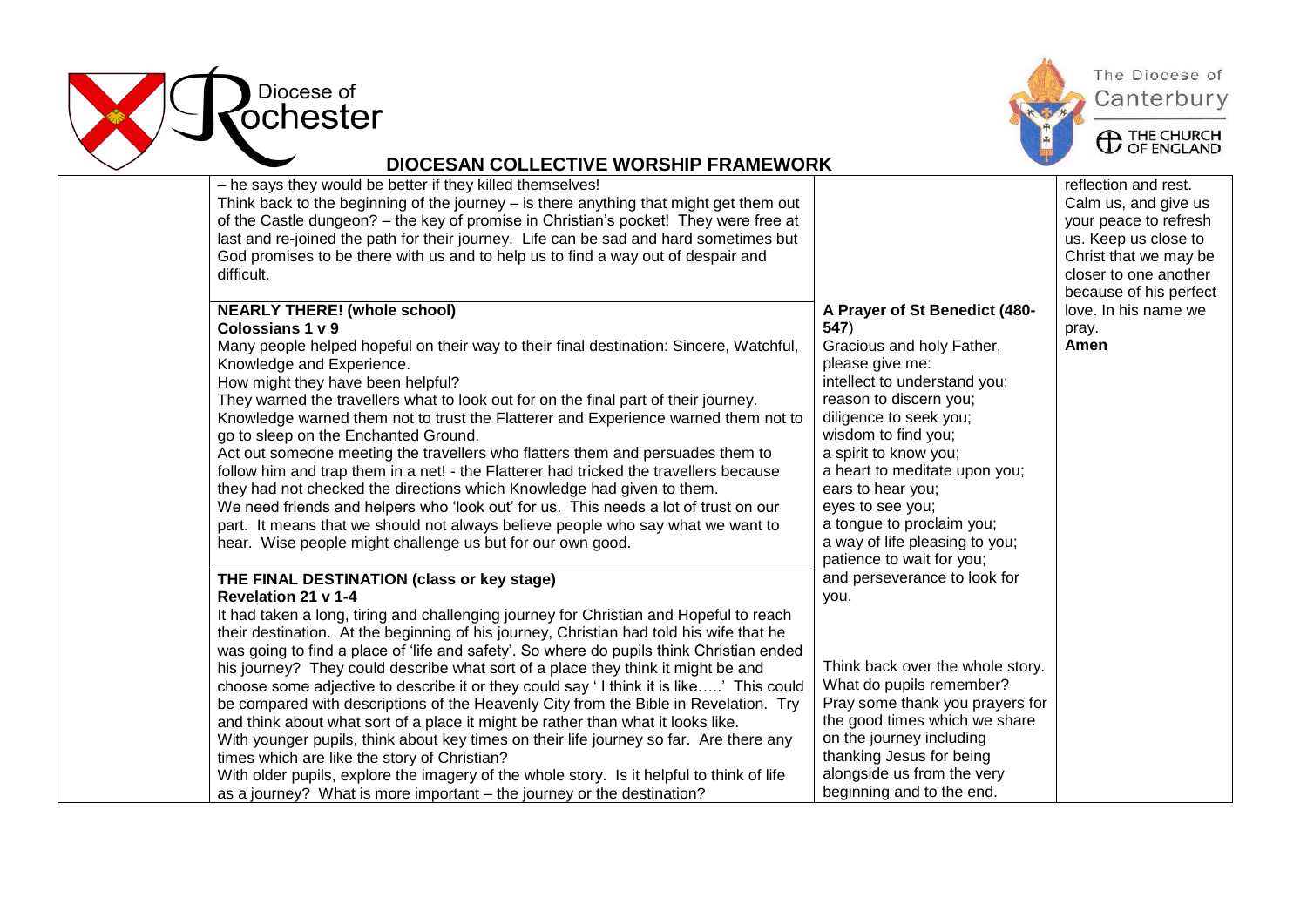## DIOCESAN COLLECTIVE WORSHIP FRAMEWORK

| | | | |
|---|---|---|---|
| | – he says they would be better if they killed themselves!<br>Think back to the beginning of the journey – is there anything that might get them out of the Castle dungeon? – the key of promise in Christian's pocket! They were free at last and re-joined the path for their journey. Life can be sad and hard sometimes but God promises to be there with us and to help us to find a way out of despair and difficult.<br><br>**NEARLY THERE! (whole school)**<br>**Colossians 1 v 9**<br>Many people helped hopeful on their way to their final destination: Sincere, Watchful, Knowledge and Experience.<br>How might they have been helpful?<br>They warned the travellers what to look out for on the final part of their journey.<br>Knowledge warned them not to trust the Flatterer and Experience warned them not to go to sleep on the Enchanted Ground.<br>Act out someone meeting the travellers who flatters them and persuades them to follow him and trap them in a net! - the Flatterer had tricked the travellers because they had not checked the directions which Knowledge had given to them.<br>We need friends and helpers who 'look out' for us. This needs a lot of trust on our part. It means that we should not always believe people who say what we want to hear. Wise people might challenge us but for our own good.<br><br>**THE FINAL DESTINATION (class or key stage)**<br>**Revelation 21 v 1-4**<br>It had taken a long, tiring and challenging journey for Christian and Hopeful to reach their destination. At the beginning of his journey, Christian had told his wife that he was going to find a place of 'life and safety'. So where do pupils think Christian ended his journey? They could describe what sort of a place they think it might be and choose some adjective to describe it or they could say ' I think it is like…..' This could be compared with descriptions of the Heavenly City from the Bible in Revelation. Try and think about what sort of a place it might be rather than what it looks like.<br>With younger pupils, think about key times on their life journey so far. Are there any times which are like the story of Christian?<br>With older pupils, explore the imagery of the whole story. Is it helpful to think of life as a journey? What is more important – the journey or the destination? | **A Prayer of St Benedict (480-547)**<br>Gracious and holy Father,<br>please give me:<br>intellect to understand you;<br>reason to discern you;<br>diligence to seek you;<br>wisdom to find you;<br>a spirit to know you;<br>a heart to meditate upon you;<br>ears to hear you;<br>eyes to see you;<br>a tongue to proclaim you;<br>a way of life pleasing to you;<br>patience to wait for you;<br>and perseverance to look for you.<br><br>Think back over the whole story. What do pupils remember?<br>Pray some thank you prayers for the good times which we share on the journey including thanking Jesus for being alongside us from the very beginning and to the end. | reflection and rest. Calm us, and give us your peace to refresh us. Keep us close to Christ that we may be closer to one another because of his perfect love. In his name we pray.<br>**Amen** |